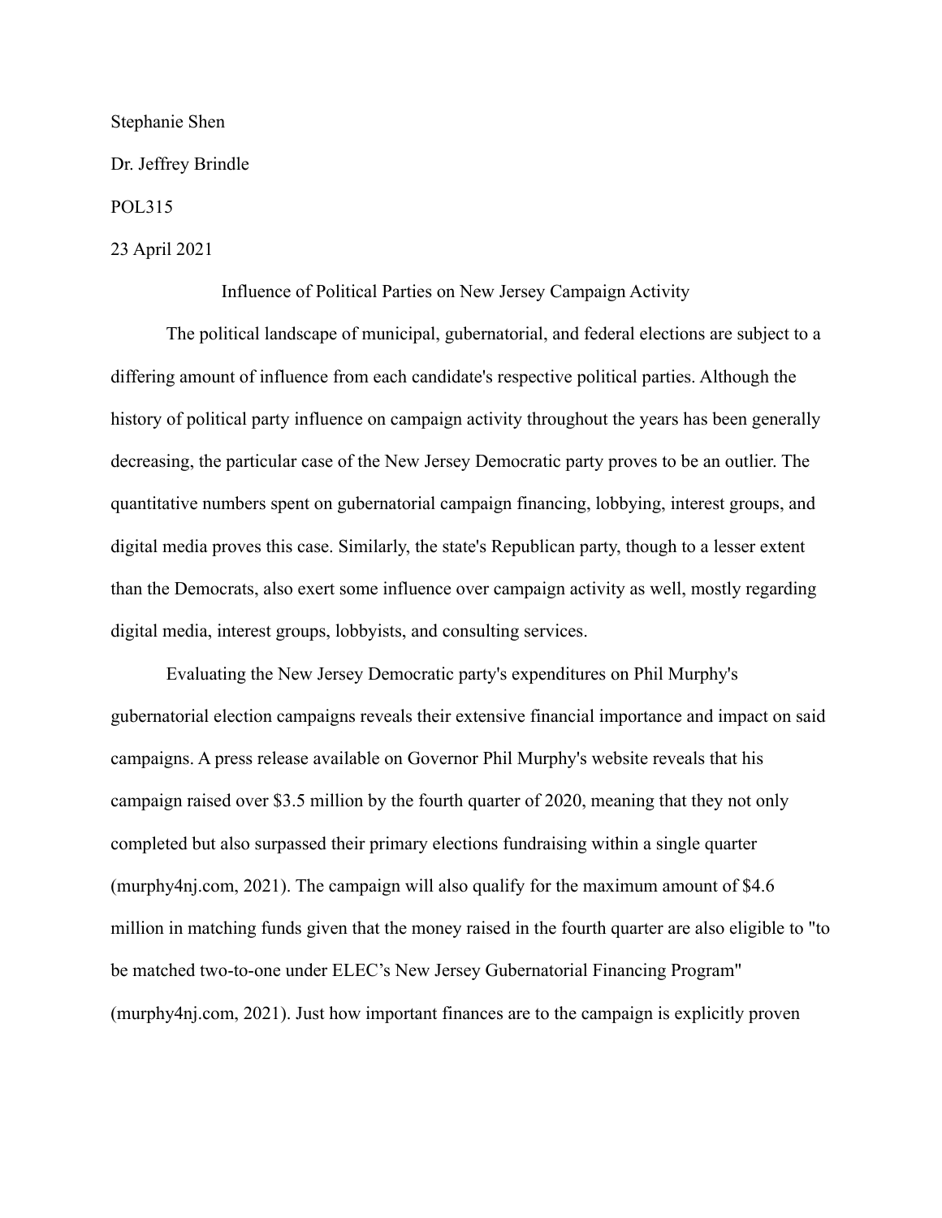Stephanie Shen

Dr. Jeffrey Brindle

POL315

23 April 2021

# Influence of Political Parties on New Jersey Campaign Activity

The political landscape of municipal, gubernatorial, and federal elections are subject to a differing amount of influence from each candidate's respective political parties. Although the history of political party influence on campaign activity throughout the years has been generally decreasing, the particular case of the New Jersey Democratic party proves to be an outlier. The quantitative numbers spent on gubernatorial campaign financing, lobbying, interest groups, and digital media proves this case. Similarly, the state's Republican party, though to a lesser extent than the Democrats, also exert some influence over campaign activity as well, mostly regarding digital media, interest groups, lobbyists, and consulting services.

Evaluating the New Jersey Democratic party's expenditures on Phil Murphy's gubernatorial election campaigns reveals their extensive financial importance and impact on said campaigns. A press release available on Governor Phil Murphy's website reveals that his campaign raised over $3.5 million by the fourth quarter of 2020, meaning that they not only completed but also surpassed their primary elections fundraising within a single quarter (murphy4nj.com, 2021). The campaign will also qualify for the maximum amount of $4.6 million in matching funds given that the money raised in the fourth quarter are also eligible to "to be matched two-to-one under ELEC’s New Jersey Gubernatorial Financing Program" (murphy4nj.com, 2021). Just how important finances are to the campaign is explicitly proven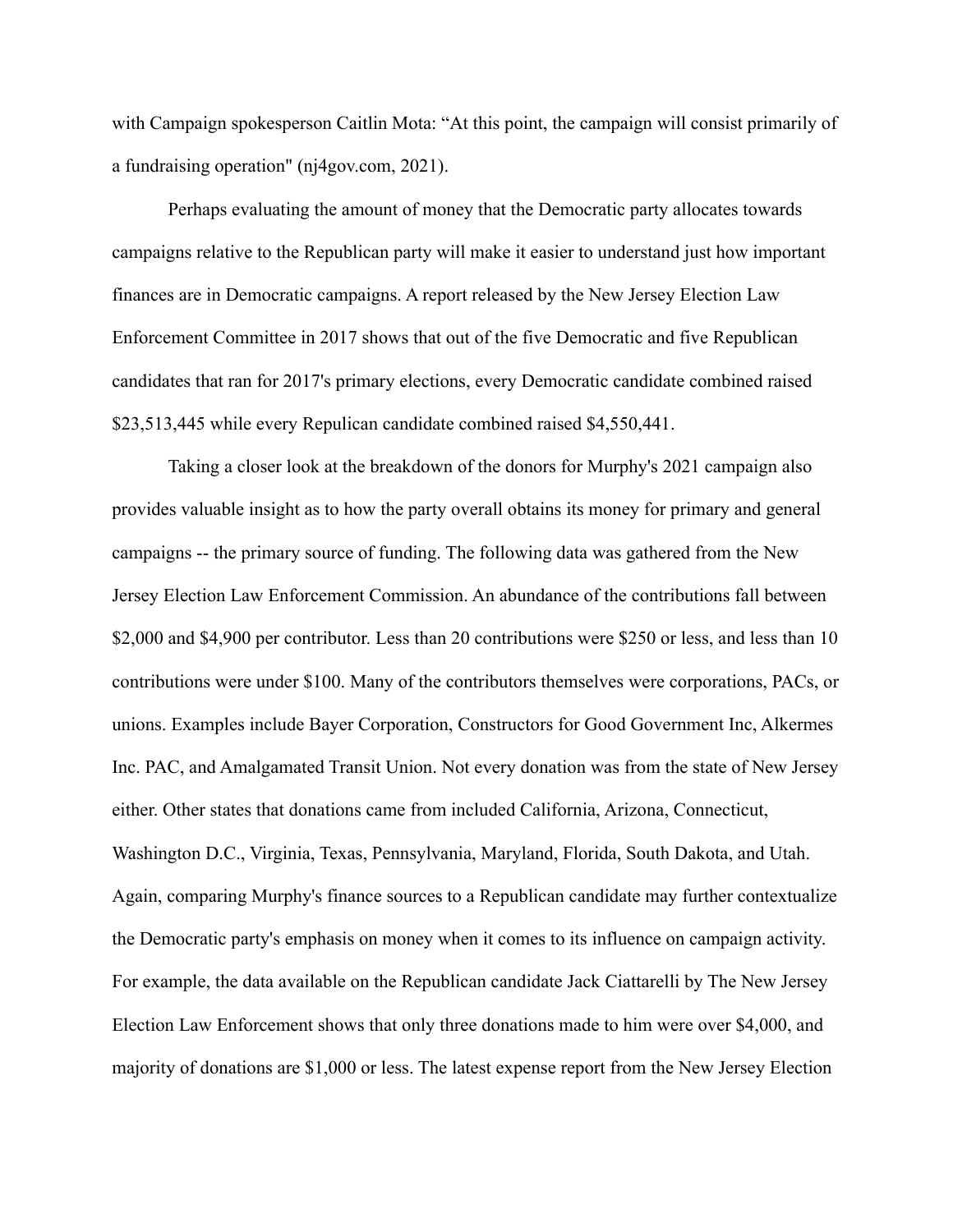with Campaign spokesperson Caitlin Mota: “At this point, the campaign will consist primarily of a fundraising operation" (nj4gov.com, 2021).

Perhaps evaluating the amount of money that the Democratic party allocates towards campaigns relative to the Republican party will make it easier to understand just how important finances are in Democratic campaigns. A report released by the New Jersey Election Law Enforcement Committee in 2017 shows that out of the five Democratic and five Republican candidates that ran for 2017's primary elections, every Democratic candidate combined raised $23,513,445 while every Repulican candidate combined raised $4,550,441.

Taking a closer look at the breakdown of the donors for Murphy's 2021 campaign also provides valuable insight as to how the party overall obtains its money for primary and general campaigns -- the primary source of funding. The following data was gathered from the New Jersey Election Law Enforcement Commission. An abundance of the contributions fall between $2,000 and $4,900 per contributor. Less than 20 contributions were $250 or less, and less than 10 contributions were under $100. Many of the contributors themselves were corporations, PACs, or unions. Examples include Bayer Corporation, Constructors for Good Government Inc, Alkermes Inc. PAC, and Amalgamated Transit Union. Not every donation was from the state of New Jersey either. Other states that donations came from included California, Arizona, Connecticut, Washington D.C., Virginia, Texas, Pennsylvania, Maryland, Florida, South Dakota, and Utah. Again, comparing Murphy's finance sources to a Republican candidate may further contextualize the Democratic party's emphasis on money when it comes to its influence on campaign activity. For example, the data available on the Republican candidate Jack Ciattarelli by The New Jersey Election Law Enforcement shows that only three donations made to him were over $4,000, and majority of donations are $1,000 or less. The latest expense report from the New Jersey Election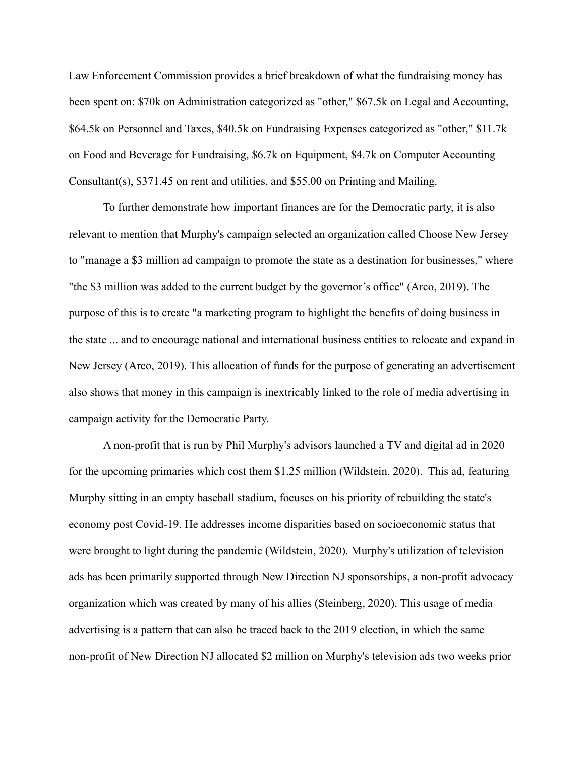Law Enforcement Commission provides a brief breakdown of what the fundraising money has been spent on: $70k on Administration categorized as "other," $67.5k on Legal and Accounting, $64.5k on Personnel and Taxes, $40.5k on Fundraising Expenses categorized as "other," $11.7k on Food and Beverage for Fundraising, $6.7k on Equipment, $4.7k on Computer Accounting Consultant(s), $371.45 on rent and utilities, and $55.00 on Printing and Mailing.

To further demonstrate how important finances are for the Democratic party, it is also relevant to mention that Murphy's campaign selected an organization called Choose New Jersey to "manage a $3 million ad campaign to promote the state as a destination for businesses," where "the $3 million was added to the current budget by the governor's office" (Arco, 2019). The purpose of this is to create "a marketing program to highlight the benefits of doing business in the state ... and to encourage national and international business entities to relocate and expand in New Jersey (Arco, 2019). This allocation of funds for the purpose of generating an advertisement also shows that money in this campaign is inextricably linked to the role of media advertising in campaign activity for the Democratic Party.

A non-profit that is run by Phil Murphy's advisors launched a TV and digital ad in 2020 for the upcoming primaries which cost them $1.25 million (Wildstein, 2020). This ad, featuring Murphy sitting in an empty baseball stadium, focuses on his priority of rebuilding the state's economy post Covid-19. He addresses income disparities based on socioeconomic status that were brought to light during the pandemic (Wildstein, 2020). Murphy's utilization of television ads has been primarily supported through New Direction NJ sponsorships, a non-profit advocacy organization which was created by many of his allies (Steinberg, 2020). This usage of media advertising is a pattern that can also be traced back to the 2019 election, in which the same non-profit of New Direction NJ allocated $2 million on Murphy's television ads two weeks prior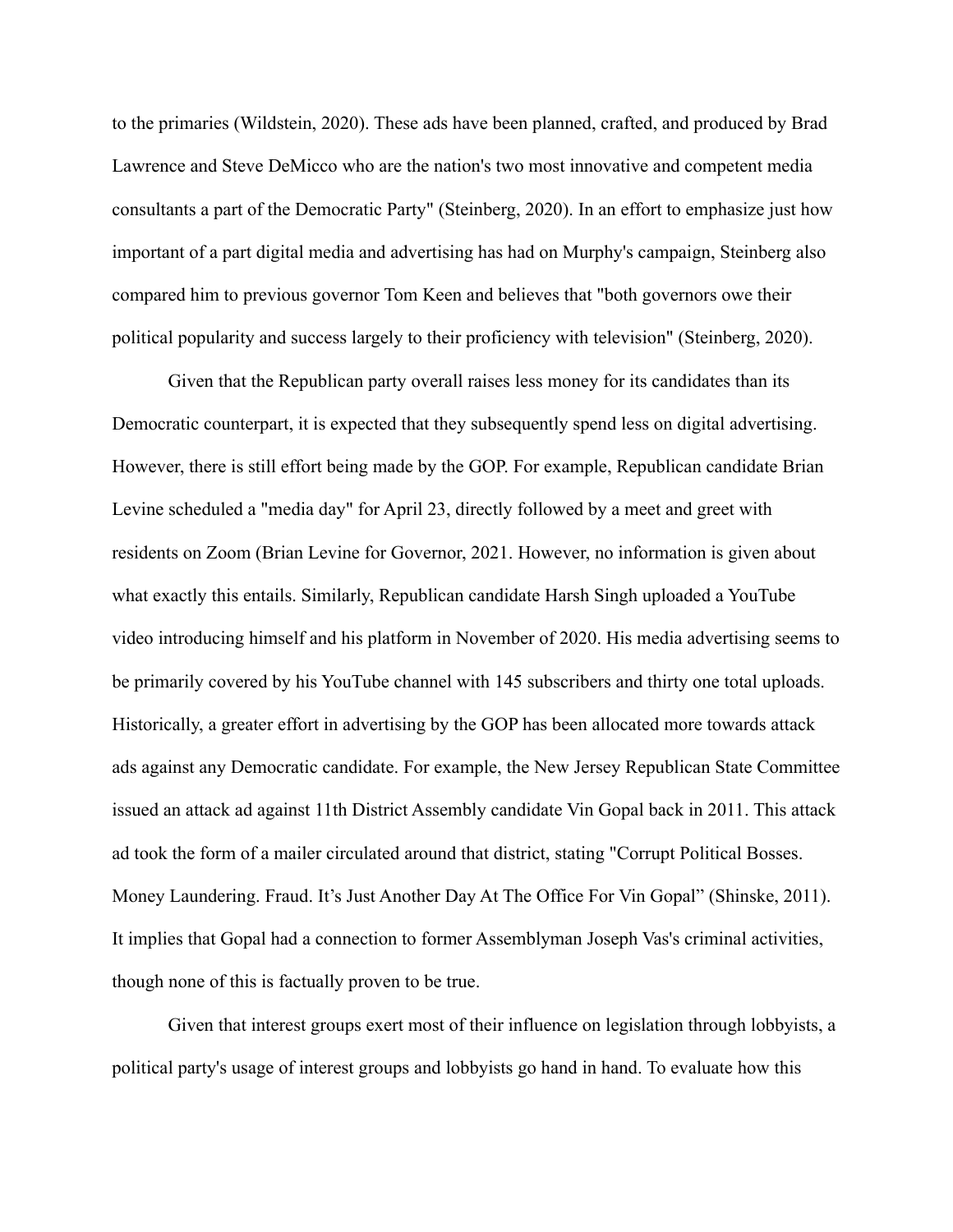to the primaries (Wildstein, 2020). These ads have been planned, crafted, and produced by Brad Lawrence and Steve DeMicco who are the nation's two most innovative and competent media consultants a part of the Democratic Party" (Steinberg, 2020). In an effort to emphasize just how important of a part digital media and advertising has had on Murphy's campaign, Steinberg also compared him to previous governor Tom Keen and believes that "both governors owe their political popularity and success largely to their proficiency with television" (Steinberg, 2020).

Given that the Republican party overall raises less money for its candidates than its Democratic counterpart, it is expected that they subsequently spend less on digital advertising. However, there is still effort being made by the GOP. For example, Republican candidate Brian Levine scheduled a "media day" for April 23, directly followed by a meet and greet with residents on Zoom (Brian Levine for Governor, 2021. However, no information is given about what exactly this entails. Similarly, Republican candidate Harsh Singh uploaded a YouTube video introducing himself and his platform in November of 2020. His media advertising seems to be primarily covered by his YouTube channel with 145 subscribers and thirty one total uploads. Historically, a greater effort in advertising by the GOP has been allocated more towards attack ads against any Democratic candidate. For example, the New Jersey Republican State Committee issued an attack ad against 11th District Assembly candidate Vin Gopal back in 2011. This attack ad took the form of a mailer circulated around that district, stating "Corrupt Political Bosses. Money Laundering. Fraud. It's Just Another Day At The Office For Vin Gopal" (Shinske, 2011). It implies that Gopal had a connection to former Assemblyman Joseph Vas's criminal activities, though none of this is factually proven to be true.

Given that interest groups exert most of their influence on legislation through lobbyists, a political party's usage of interest groups and lobbyists go hand in hand. To evaluate how this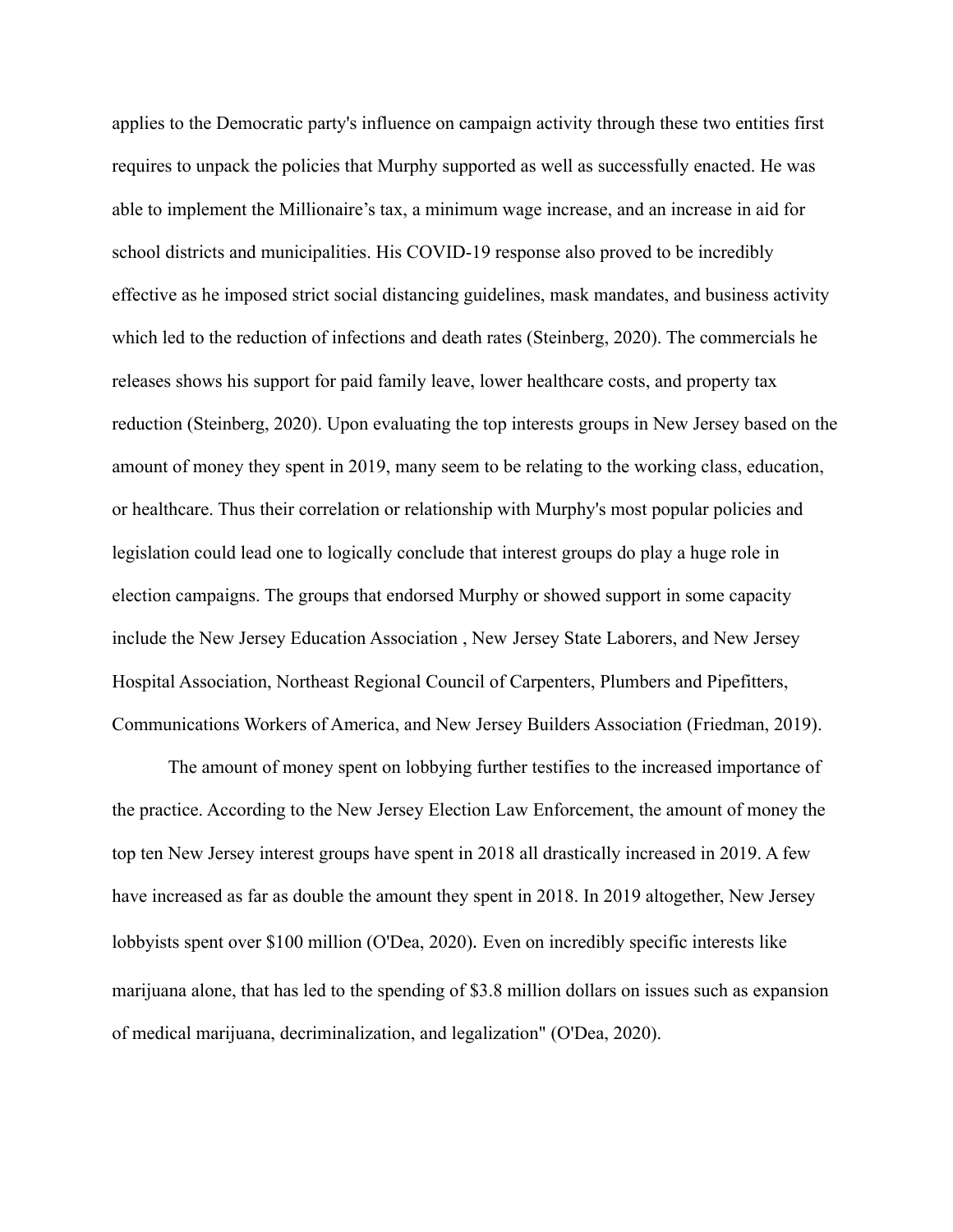applies to the Democratic party's influence on campaign activity through these two entities first requires to unpack the policies that Murphy supported as well as successfully enacted. He was able to implement the Millionaire's tax, a minimum wage increase, and an increase in aid for school districts and municipalities. His COVID-19 response also proved to be incredibly effective as he imposed strict social distancing guidelines, mask mandates, and business activity which led to the reduction of infections and death rates (Steinberg, 2020). The commercials he releases shows his support for paid family leave, lower healthcare costs, and property tax reduction (Steinberg, 2020). Upon evaluating the top interests groups in New Jersey based on the amount of money they spent in 2019, many seem to be relating to the working class, education, or healthcare. Thus their correlation or relationship with Murphy's most popular policies and legislation could lead one to logically conclude that interest groups do play a huge role in election campaigns. The groups that endorsed Murphy or showed support in some capacity include the New Jersey Education Association , New Jersey State Laborers, and New Jersey Hospital Association, Northeast Regional Council of Carpenters, Plumbers and Pipefitters, Communications Workers of America, and New Jersey Builders Association (Friedman, 2019).

The amount of money spent on lobbying further testifies to the increased importance of the practice. According to the New Jersey Election Law Enforcement, the amount of money the top ten New Jersey interest groups have spent in 2018 all drastically increased in 2019. A few have increased as far as double the amount they spent in 2018. In 2019 altogether, New Jersey lobbyists spent over $100 million (O'Dea, 2020). Even on incredibly specific interests like marijuana alone, that has led to the spending of $3.8 million dollars on issues such as expansion of medical marijuana, decriminalization, and legalization" (O'Dea, 2020).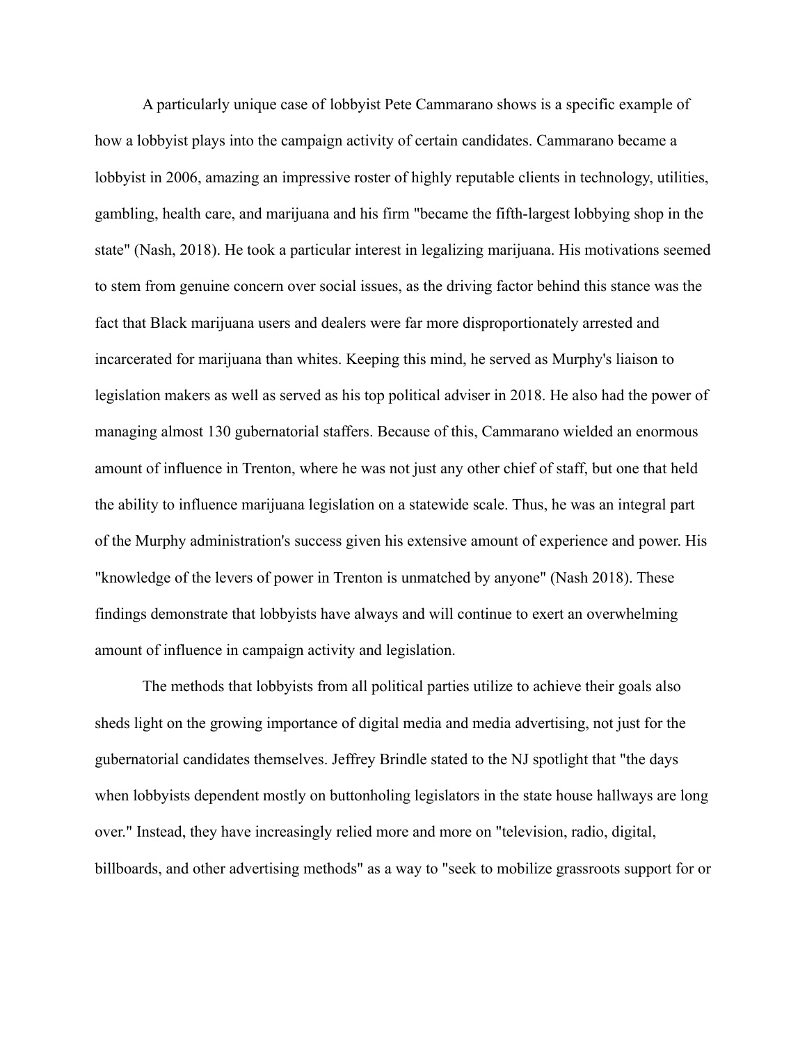A particularly unique case of lobbyist Pete Cammarano shows is a specific example of how a lobbyist plays into the campaign activity of certain candidates. Cammarano became a lobbyist in 2006, amazing an impressive roster of highly reputable clients in technology, utilities, gambling, health care, and marijuana and his firm "became the fifth-largest lobbying shop in the state" (Nash, 2018). He took a particular interest in legalizing marijuana. His motivations seemed to stem from genuine concern over social issues, as the driving factor behind this stance was the fact that Black marijuana users and dealers were far more disproportionately arrested and incarcerated for marijuana than whites. Keeping this mind, he served as Murphy's liaison to legislation makers as well as served as his top political adviser in 2018. He also had the power of managing almost 130 gubernatorial staffers. Because of this, Cammarano wielded an enormous amount of influence in Trenton, where he was not just any other chief of staff, but one that held the ability to influence marijuana legislation on a statewide scale. Thus, he was an integral part of the Murphy administration's success given his extensive amount of experience and power. His "knowledge of the levers of power in Trenton is unmatched by anyone" (Nash 2018). These findings demonstrate that lobbyists have always and will continue to exert an overwhelming amount of influence in campaign activity and legislation.

The methods that lobbyists from all political parties utilize to achieve their goals also sheds light on the growing importance of digital media and media advertising, not just for the gubernatorial candidates themselves. Jeffrey Brindle stated to the NJ spotlight that "the days when lobbyists dependent mostly on buttonholing legislators in the state house hallways are long over." Instead, they have increasingly relied more and more on "television, radio, digital, billboards, and other advertising methods" as a way to "seek to mobilize grassroots support for or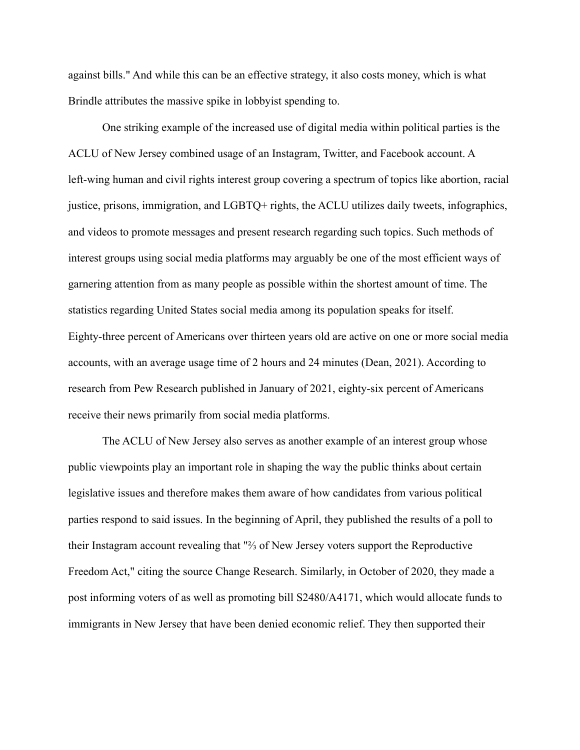against bills." And while this can be an effective strategy, it also costs money, which is what Brindle attributes the massive spike in lobbyist spending to.

One striking example of the increased use of digital media within political parties is the ACLU of New Jersey combined usage of an Instagram, Twitter, and Facebook account. A left-wing human and civil rights interest group covering a spectrum of topics like abortion, racial justice, prisons, immigration, and LGBTQ+ rights, the ACLU utilizes daily tweets, infographics, and videos to promote messages and present research regarding such topics. Such methods of interest groups using social media platforms may arguably be one of the most efficient ways of garnering attention from as many people as possible within the shortest amount of time. The statistics regarding United States social media among its population speaks for itself. Eighty-three percent of Americans over thirteen years old are active on one or more social media accounts, with an average usage time of 2 hours and 24 minutes (Dean, 2021). According to research from Pew Research published in January of 2021, eighty-six percent of Americans receive their news primarily from social media platforms.

The ACLU of New Jersey also serves as another example of an interest group whose public viewpoints play an important role in shaping the way the public thinks about certain legislative issues and therefore makes them aware of how candidates from various political parties respond to said issues. In the beginning of April, they published the results of a poll to their Instagram account revealing that "⅔ of New Jersey voters support the Reproductive Freedom Act," citing the source Change Research. Similarly, in October of 2020, they made a post informing voters of as well as promoting bill S2480/A4171, which would allocate funds to immigrants in New Jersey that have been denied economic relief. They then supported their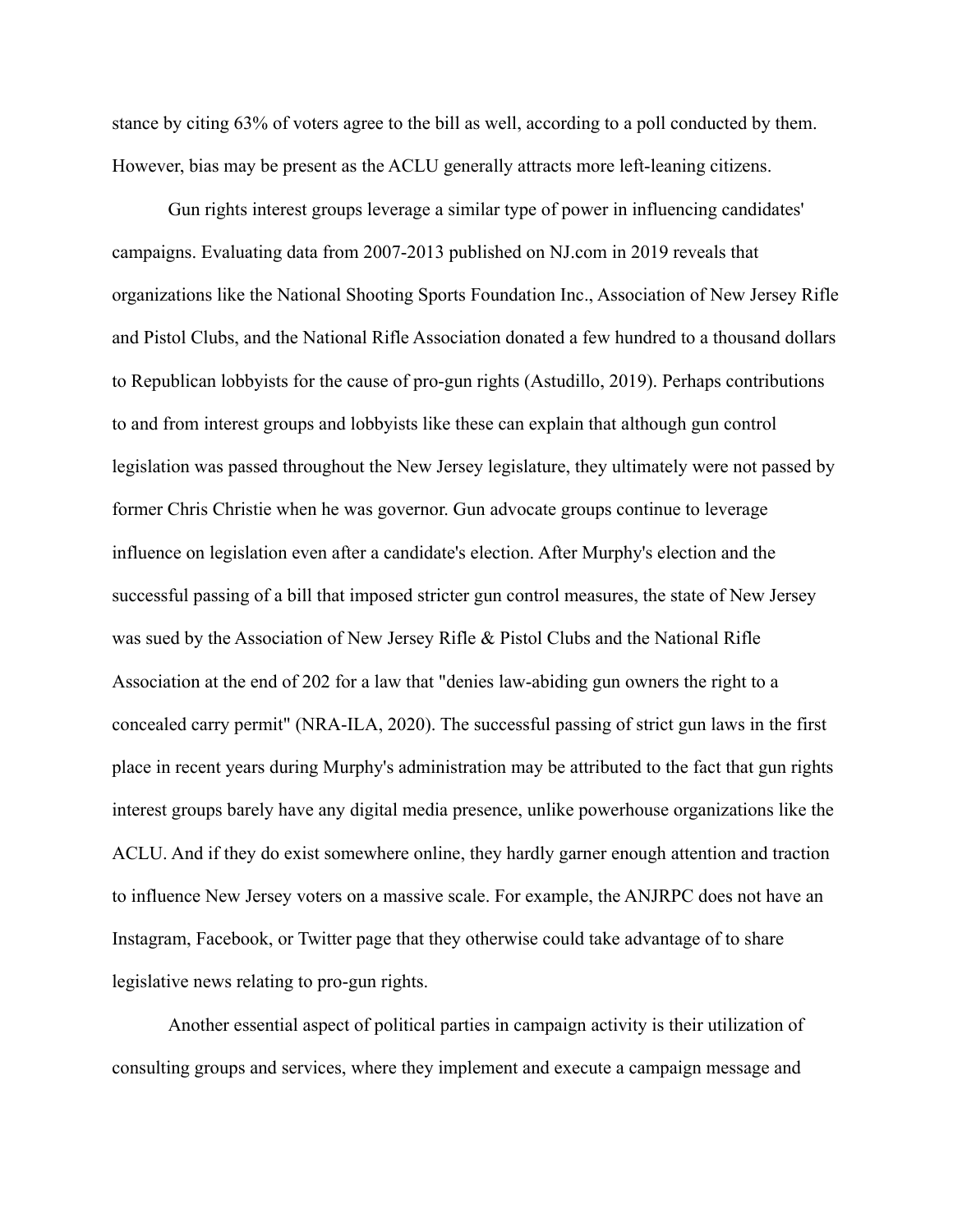stance by citing 63% of voters agree to the bill as well, according to a poll conducted by them. However, bias may be present as the ACLU generally attracts more left-leaning citizens.

Gun rights interest groups leverage a similar type of power in influencing candidates' campaigns. Evaluating data from 2007-2013 published on NJ.com in 2019 reveals that organizations like the National Shooting Sports Foundation Inc., Association of New Jersey Rifle and Pistol Clubs, and the National Rifle Association donated a few hundred to a thousand dollars to Republican lobbyists for the cause of pro-gun rights (Astudillo, 2019). Perhaps contributions to and from interest groups and lobbyists like these can explain that although gun control legislation was passed throughout the New Jersey legislature, they ultimately were not passed by former Chris Christie when he was governor. Gun advocate groups continue to leverage influence on legislation even after a candidate's election. After Murphy's election and the successful passing of a bill that imposed stricter gun control measures, the state of New Jersey was sued by the Association of New Jersey Rifle & Pistol Clubs and the National Rifle Association at the end of 202 for a law that "denies law-abiding gun owners the right to a concealed carry permit" (NRA-ILA, 2020). The successful passing of strict gun laws in the first place in recent years during Murphy's administration may be attributed to the fact that gun rights interest groups barely have any digital media presence, unlike powerhouse organizations like the ACLU. And if they do exist somewhere online, they hardly garner enough attention and traction to influence New Jersey voters on a massive scale. For example, the ANJRPC does not have an Instagram, Facebook, or Twitter page that they otherwise could take advantage of to share legislative news relating to pro-gun rights.

Another essential aspect of political parties in campaign activity is their utilization of consulting groups and services, where they implement and execute a campaign message and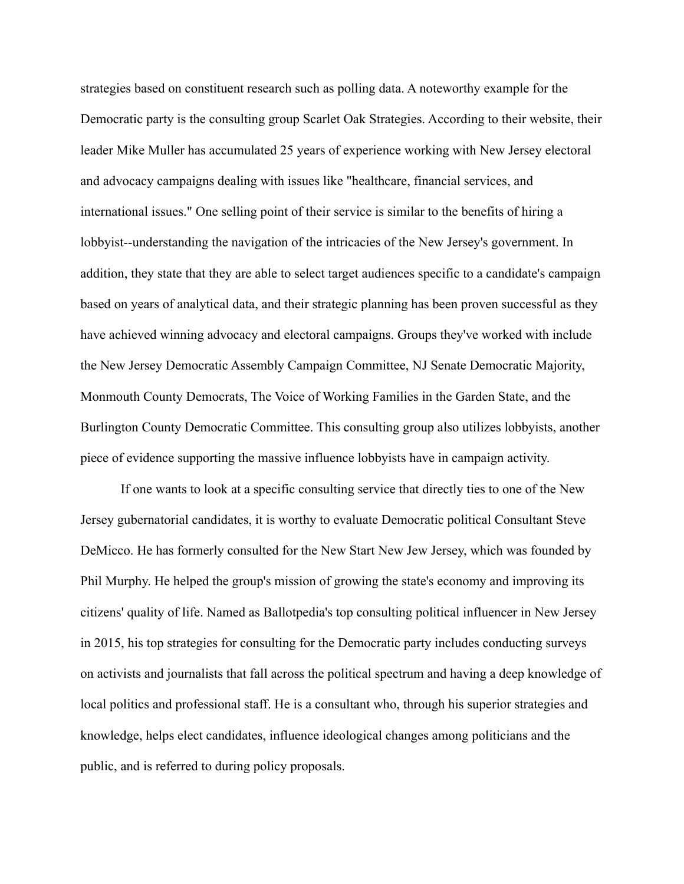strategies based on constituent research such as polling data. A noteworthy example for the Democratic party is the consulting group Scarlet Oak Strategies. According to their website, their leader Mike Muller has accumulated 25 years of experience working with New Jersey electoral and advocacy campaigns dealing with issues like "healthcare, financial services, and international issues." One selling point of their service is similar to the benefits of hiring a lobbyist--understanding the navigation of the intricacies of the New Jersey's government. In addition, they state that they are able to select target audiences specific to a candidate's campaign based on years of analytical data, and their strategic planning has been proven successful as they have achieved winning advocacy and electoral campaigns. Groups they've worked with include the New Jersey Democratic Assembly Campaign Committee, NJ Senate Democratic Majority, Monmouth County Democrats, The Voice of Working Families in the Garden State, and the Burlington County Democratic Committee. This consulting group also utilizes lobbyists, another piece of evidence supporting the massive influence lobbyists have in campaign activity.

If one wants to look at a specific consulting service that directly ties to one of the New Jersey gubernatorial candidates, it is worthy to evaluate Democratic political Consultant Steve DeMicco. He has formerly consulted for the New Start New Jew Jersey, which was founded by Phil Murphy. He helped the group's mission of growing the state's economy and improving its citizens' quality of life. Named as Ballotpedia's top consulting political influencer in New Jersey in 2015, his top strategies for consulting for the Democratic party includes conducting surveys on activists and journalists that fall across the political spectrum and having a deep knowledge of local politics and professional staff. He is a consultant who, through his superior strategies and knowledge, helps elect candidates, influence ideological changes among politicians and the public, and is referred to during policy proposals.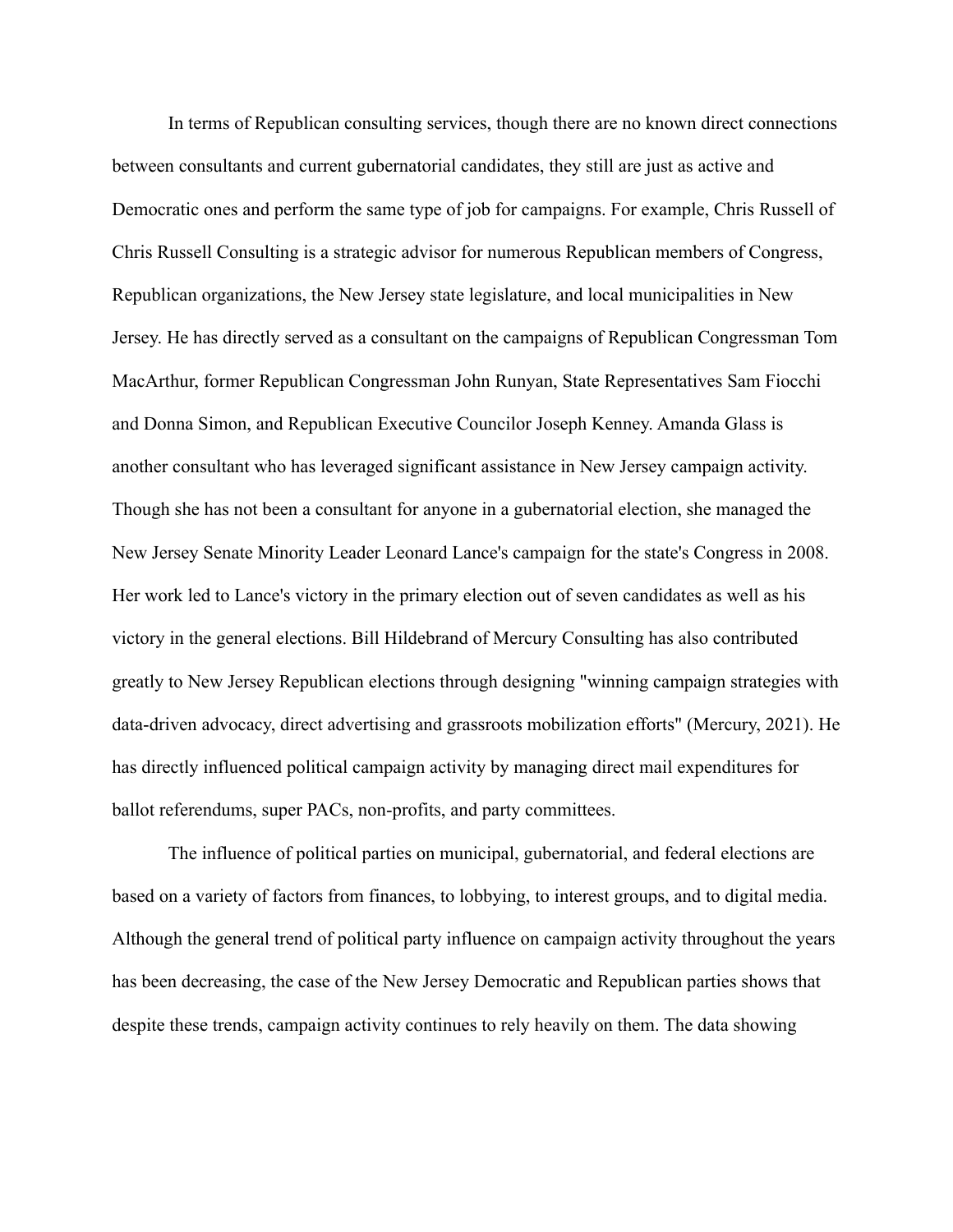In terms of Republican consulting services, though there are no known direct connections between consultants and current gubernatorial candidates, they still are just as active and Democratic ones and perform the same type of job for campaigns. For example, Chris Russell of Chris Russell Consulting is a strategic advisor for numerous Republican members of Congress, Republican organizations, the New Jersey state legislature, and local municipalities in New Jersey. He has directly served as a consultant on the campaigns of Republican Congressman Tom MacArthur, former Republican Congressman John Runyan, State Representatives Sam Fiocchi and Donna Simon, and Republican Executive Councilor Joseph Kenney. Amanda Glass is another consultant who has leveraged significant assistance in New Jersey campaign activity. Though she has not been a consultant for anyone in a gubernatorial election, she managed the New Jersey Senate Minority Leader Leonard Lance's campaign for the state's Congress in 2008. Her work led to Lance's victory in the primary election out of seven candidates as well as his victory in the general elections. Bill Hildebrand of Mercury Consulting has also contributed greatly to New Jersey Republican elections through designing "winning campaign strategies with data-driven advocacy, direct advertising and grassroots mobilization efforts" (Mercury, 2021). He has directly influenced political campaign activity by managing direct mail expenditures for ballot referendums, super PACs, non-profits, and party committees.

The influence of political parties on municipal, gubernatorial, and federal elections are based on a variety of factors from finances, to lobbying, to interest groups, and to digital media. Although the general trend of political party influence on campaign activity throughout the years has been decreasing, the case of the New Jersey Democratic and Republican parties shows that despite these trends, campaign activity continues to rely heavily on them. The data showing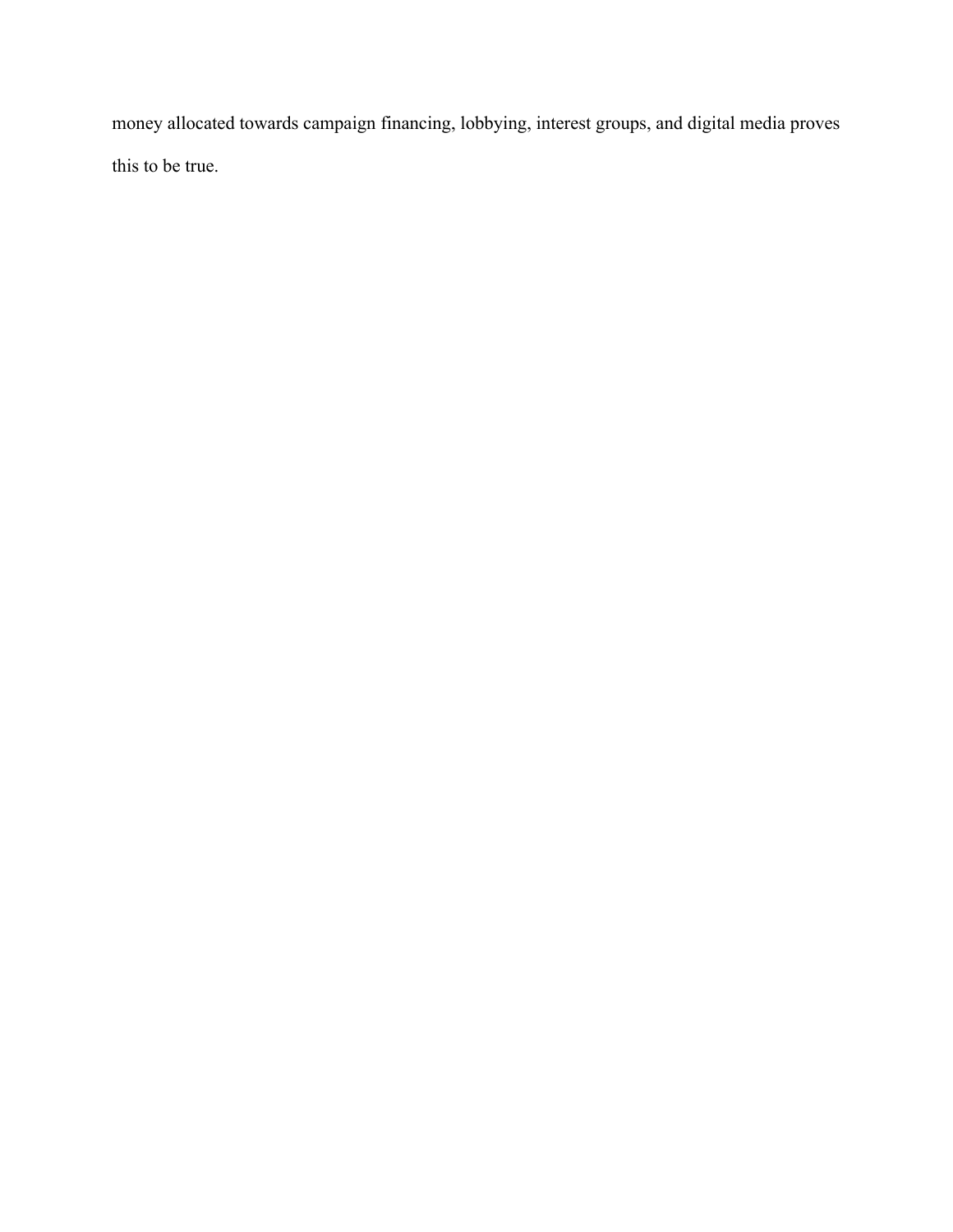money allocated towards campaign financing, lobbying, interest groups, and digital media proves this to be true.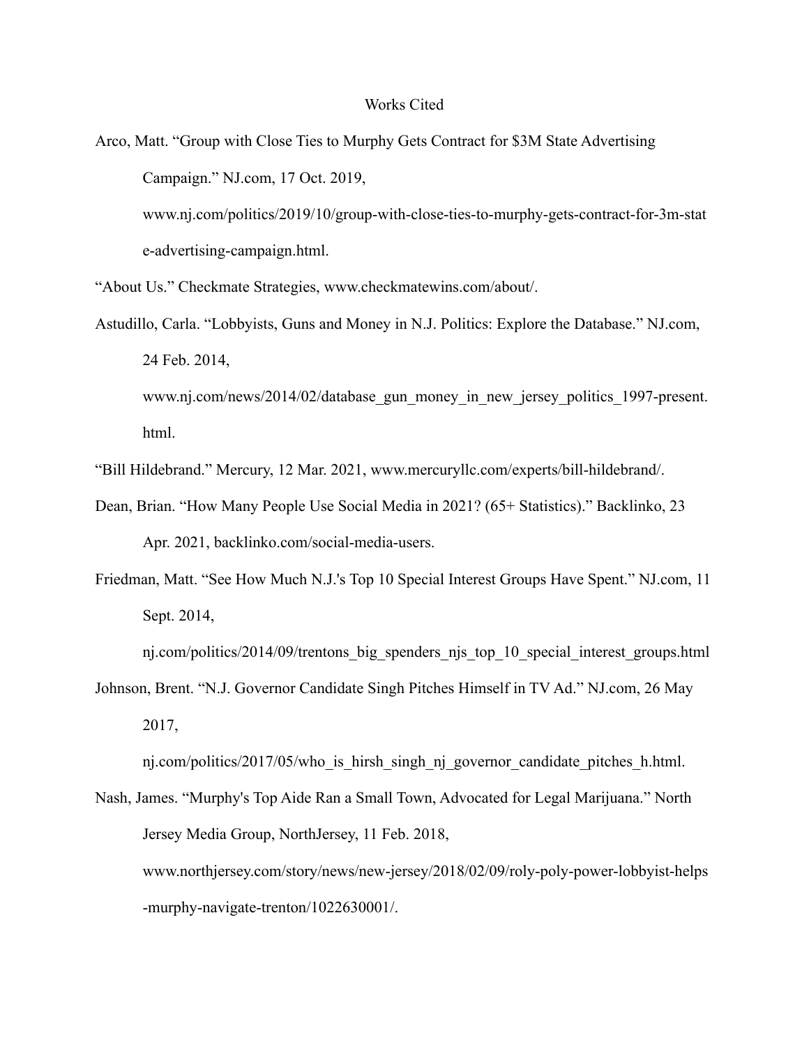# Works Cited

Arco, Matt. "Group with Close Ties to Murphy Gets Contract for $3M State Advertising Campaign." NJ.com, 17 Oct. 2019, www.nj.com/politics/2019/10/group-with-close-ties-to-murphy-gets-contract-for-3m-state-advertising-campaign.html.

"About Us." Checkmate Strategies, www.checkmatewins.com/about/.

Astudillo, Carla. "Lobbyists, Guns and Money in N.J. Politics: Explore the Database." NJ.com, 24 Feb. 2014, www.nj.com/news/2014/02/database_gun_money_in_new_jersey_politics_1997-present.html.

"Bill Hildebrand." Mercury, 12 Mar. 2021, www.mercuryllc.com/experts/bill-hildebrand/.

Dean, Brian. "How Many People Use Social Media in 2021? (65+ Statistics)." Backlinko, 23 Apr. 2021, backlinko.com/social-media-users.

Friedman, Matt. "See How Much N.J.'s Top 10 Special Interest Groups Have Spent." NJ.com, 11 Sept. 2014, nj.com/politics/2014/09/trentons_big_spenders_njs_top_10_special_interest_groups.html

Johnson, Brent. "N.J. Governor Candidate Singh Pitches Himself in TV Ad." NJ.com, 26 May 2017, nj.com/politics/2017/05/who_is_hirsh_singh_nj_governor_candidate_pitches_h.html.

Nash, James. "Murphy's Top Aide Ran a Small Town, Advocated for Legal Marijuana." North Jersey Media Group, NorthJersey, 11 Feb. 2018, www.northjersey.com/story/news/new-jersey/2018/02/09/roly-poly-power-lobbyist-helps-murphy-navigate-trenton/1022630001/.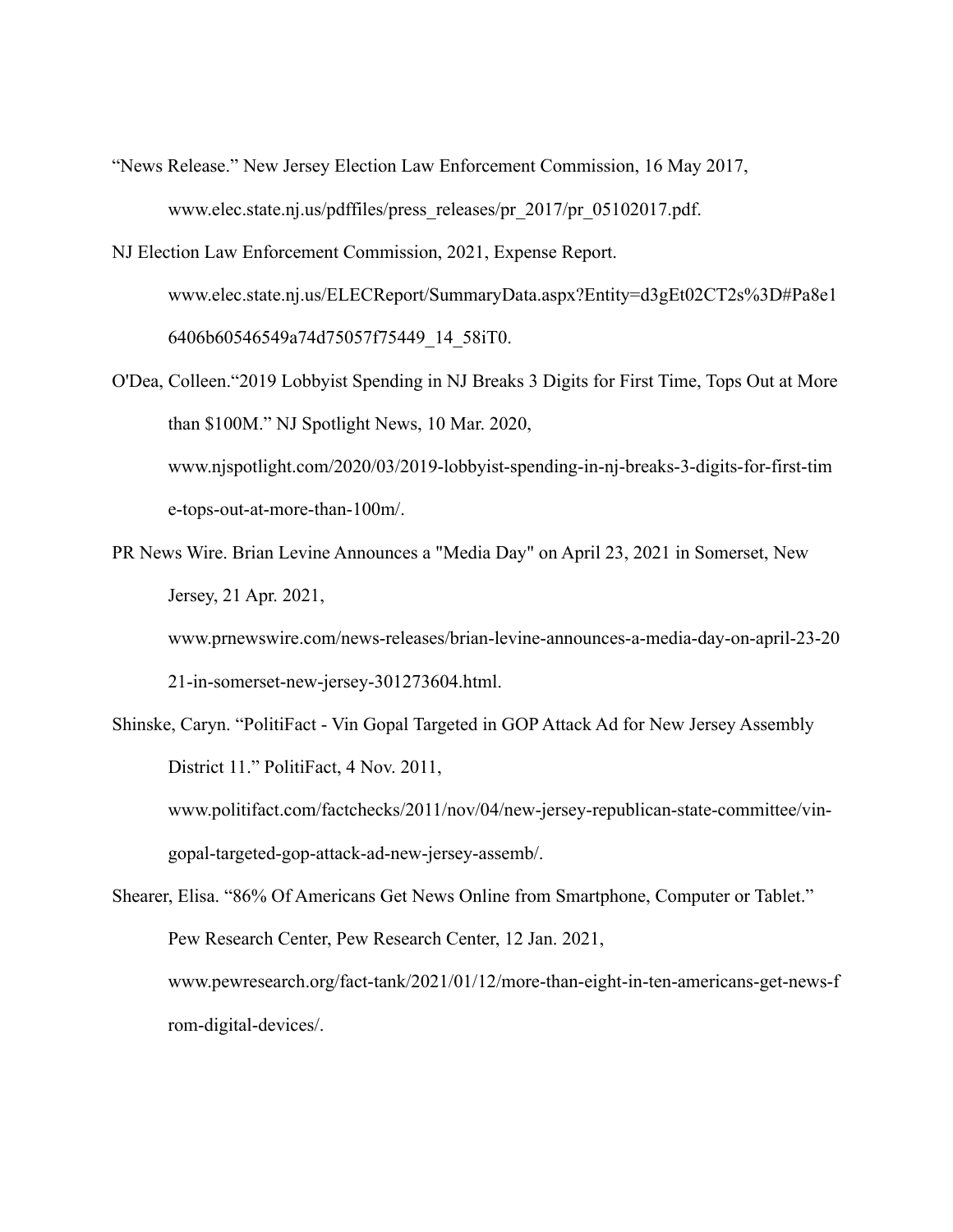"News Release." New Jersey Election Law Enforcement Commission, 16 May 2017, www.elec.state.nj.us/pdffiles/press_releases/pr_2017/pr_05102017.pdf.

NJ Election Law Enforcement Commission, 2021, Expense Report. www.elec.state.nj.us/ELECReport/SummaryData.aspx?Entity=d3gEt02CT2s%3D#Pa8e16406b60546549a74d75057f75449_14_58iT0.

O'Dea, Colleen."2019 Lobbyist Spending in NJ Breaks 3 Digits for First Time, Tops Out at More than $100M." NJ Spotlight News, 10 Mar. 2020, www.njspotlight.com/2020/03/2019-lobbyist-spending-in-nj-breaks-3-digits-for-first-time-tops-out-at-more-than-100m/.

PR News Wire. Brian Levine Announces a "Media Day" on April 23, 2021 in Somerset, New Jersey, 21 Apr. 2021, www.prnewswire.com/news-releases/brian-levine-announces-a-media-day-on-april-23-2021-in-somerset-new-jersey-301273604.html.

Shinske, Caryn. "PolitiFact - Vin Gopal Targeted in GOP Attack Ad for New Jersey Assembly District 11." PolitiFact, 4 Nov. 2011, www.politifact.com/factchecks/2011/nov/04/new-jersey-republican-state-committee/vin-gopal-targeted-gop-attack-ad-new-jersey-assemb/.

Shearer, Elisa. "86% Of Americans Get News Online from Smartphone, Computer or Tablet." Pew Research Center, Pew Research Center, 12 Jan. 2021, www.pewresearch.org/fact-tank/2021/01/12/more-than-eight-in-ten-americans-get-news-from-digital-devices/.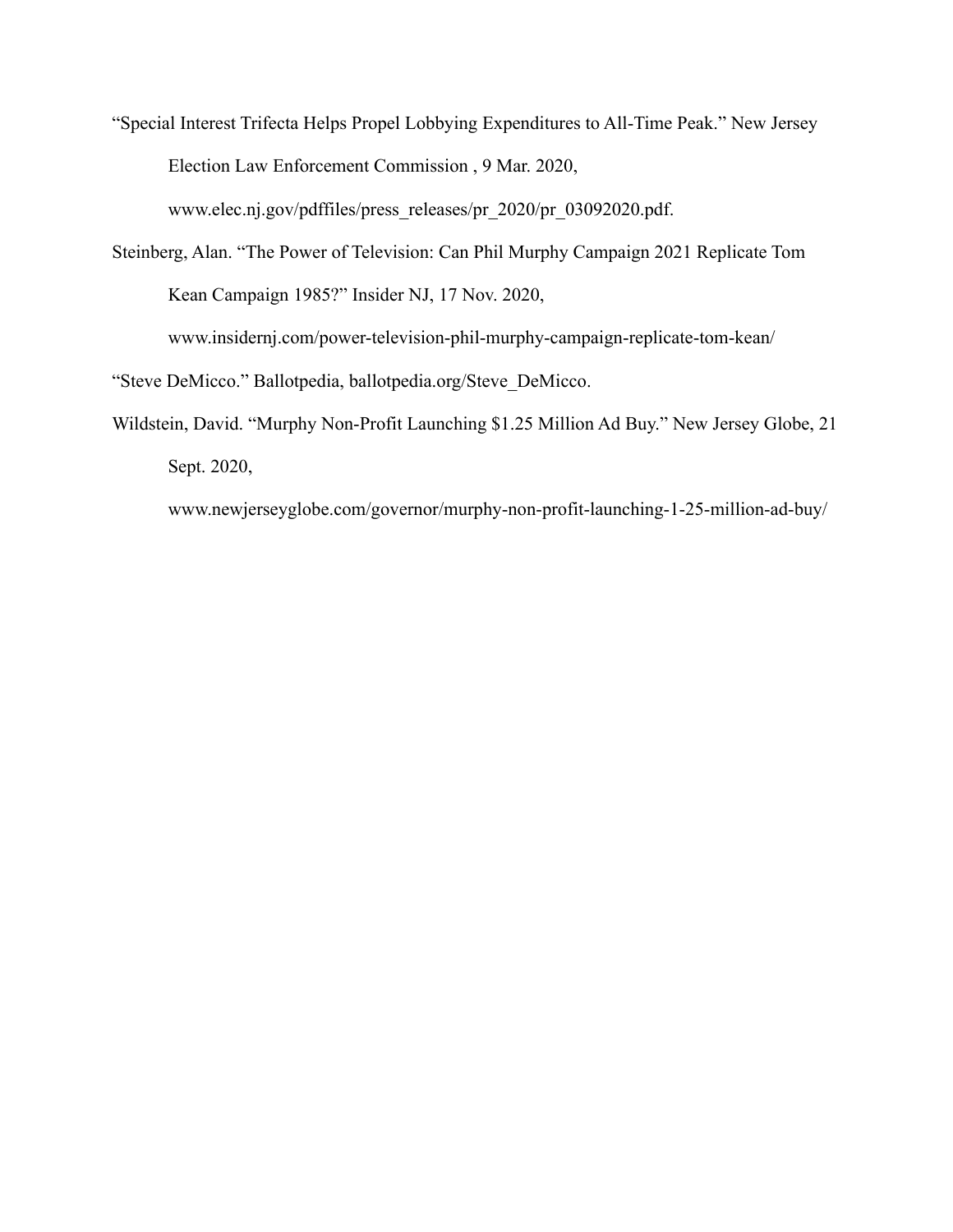“Special Interest Trifecta Helps Propel Lobbying Expenditures to All-Time Peak.” New Jersey Election Law Enforcement Commission , 9 Mar. 2020, www.elec.nj.gov/pdffiles/press_releases/pr_2020/pr_03092020.pdf.

Steinberg, Alan. “The Power of Television: Can Phil Murphy Campaign 2021 Replicate Tom Kean Campaign 1985?” Insider NJ, 17 Nov. 2020, www.insidernj.com/power-television-phil-murphy-campaign-replicate-tom-kean/

“Steve DeMicco.” Ballotpedia, ballotpedia.org/Steve_DeMicco.

Wildstein, David. “Murphy Non-Profit Launching $1.25 Million Ad Buy.” New Jersey Globe, 21 Sept. 2020, www.newjerseyglobe.com/governor/murphy-non-profit-launching-1-25-million-ad-buy/